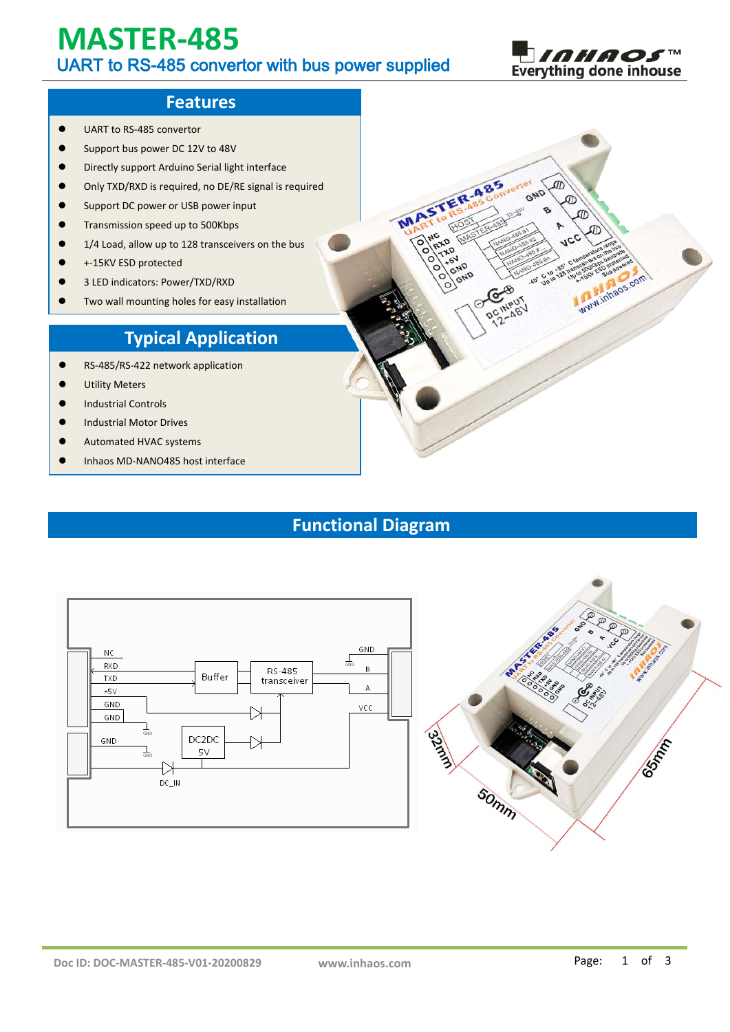# MASTER-485

## UART to RS-485 convertor with bus power supplied

## Features

- UART to RS-485 convertor
- Support bus power DC 12V to 48V
- Directly support Arduino Serial light interface
- Only TXD/RXD is required, no DE/RE signal is required
- Support DC power or USB power input
- Transmission speed up to 500Kbps
- 1/4 Load, allow up to 128 transceivers on the bus
- +-15KV ESD protected
- 3 LED indicators: Power/TXD/RXD
- Two wall mounting holes for easy installation

## Typical Application

- RS-485/RS-422 network application
- Utility Meters
- Industrial Controls
- Industrial Motor Drives
- Automated HVAC systems
- Inhaos MD-NANO485 host interface

## Functional Diagram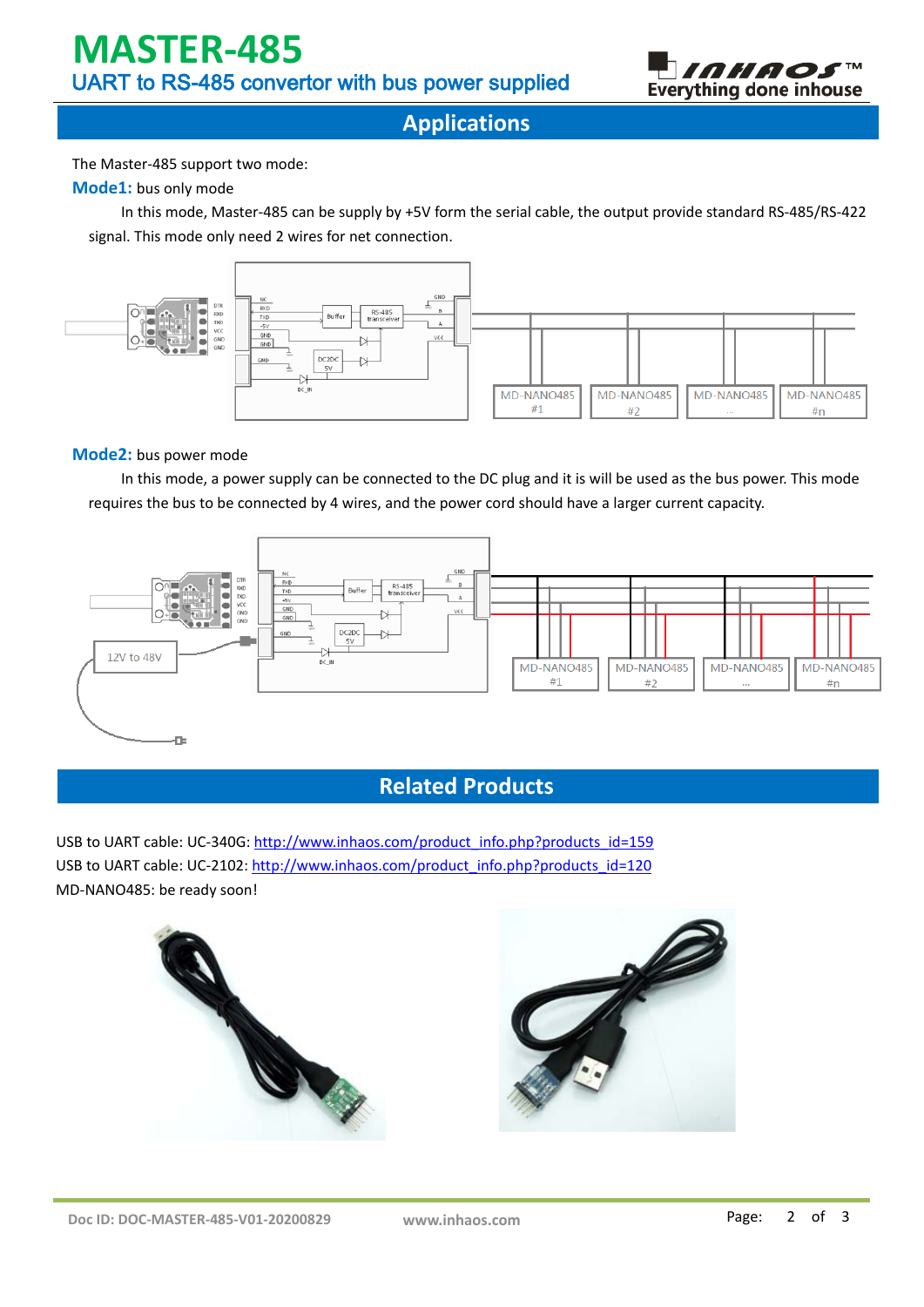## Applications

The Master-485 support two mode:

**Mode1:** bus only mode

In this mode, Master-485 can be supply by +5V form the serial cable, the output provide standard RS-485/RS-422 signal. This mode only need 2 wires for net connection.

**Mode2:** bus power mode

In this mode, a power supply can be connected to the DC plug and it is will be used as the bus power. This mode requires the bus to be connected by 4 wires, and the power cord should have a larger current capacity.

## Related Products

USB to UART cable: UC-340G: http://www.inhaos.com/product_info.php?products_id=159

USB to UART cable: UC-2102: http://www.inhaos.com/product_info.php?products_id=120

MD-NANO485: be ready soon!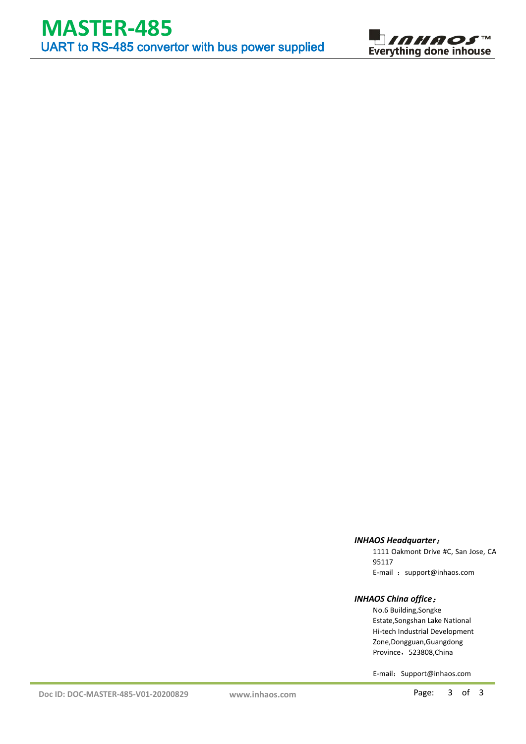***INHAOS Headquarter*：**

1111 Oakmont Drive #C, San Jose, CA 95117
E-mail ：support@inhaos.com

***INHAOS China office*：**

No.6 Building,Songke Estate,Songshan Lake National Hi-tech Industrial Development Zone,Dongguan,Guangdong Province，523808,China

E-mail：Support@inhaos.com